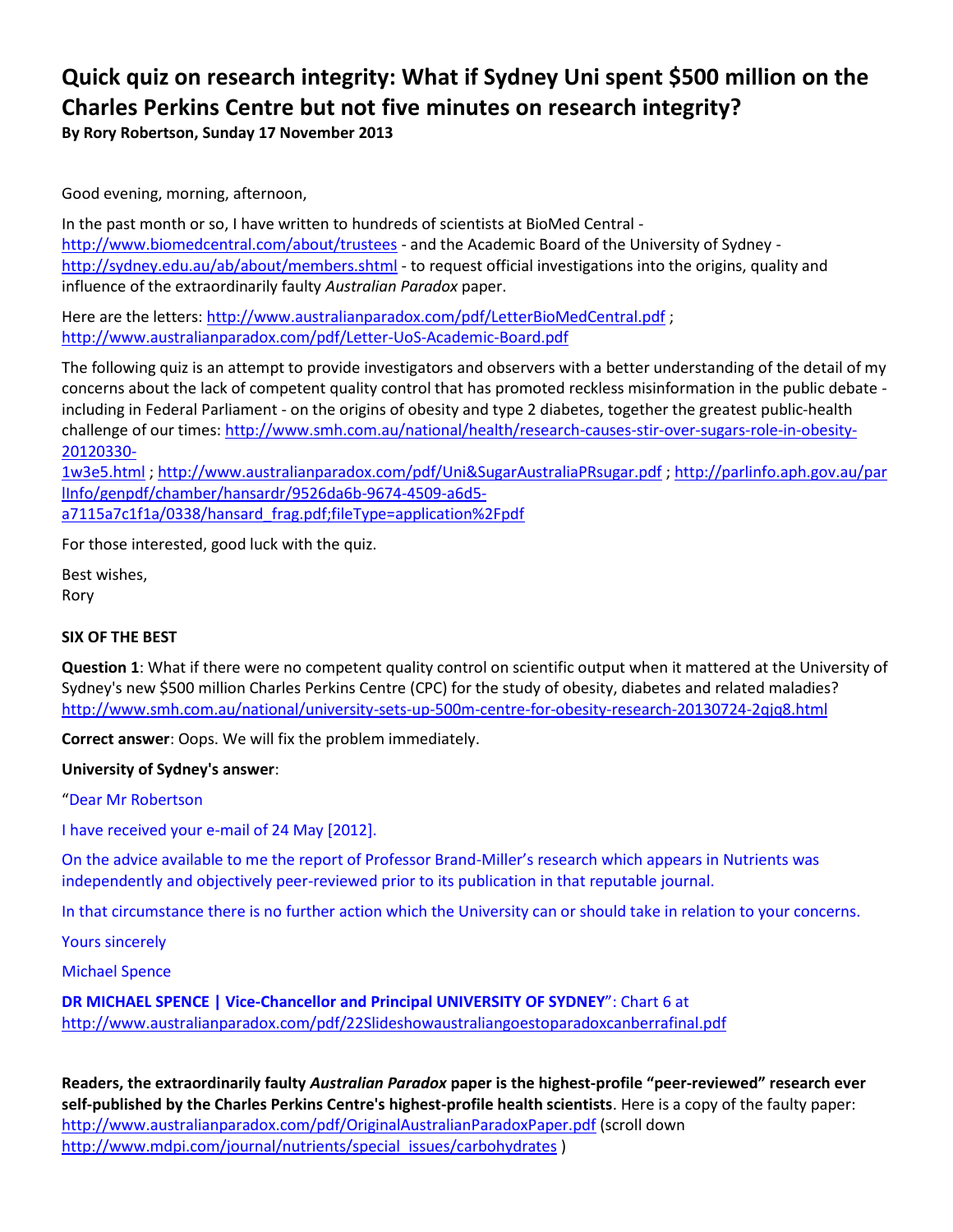# Quick quiz on research integrity: What if Sydney Uni spent $500 million on the Charles Perkins Centre but not five minutes on research integrity?

**By Rory Robertson, Sunday 17 November 2013**

Good evening, morning, afternoon,

In the past month or so, I have written to hundreds of scientists at BioMed Central - http://www.biomedcentral.com/about/trustees - and the Academic Board of the University of Sydney - http://sydney.edu.au/ab/about/members.shtml - to request official investigations into the origins, quality and influence of the extraordinarily faulty *Australian Paradox* paper.

Here are the letters: http://www.australianparadox.com/pdf/LetterBioMedCentral.pdf ; http://www.australianparadox.com/pdf/Letter-UoS-Academic-Board.pdf

The following quiz is an attempt to provide investigators and observers with a better understanding of the detail of my concerns about the lack of competent quality control that has promoted reckless misinformation in the public debate - including in Federal Parliament - on the origins of obesity and type 2 diabetes, together the greatest public-health challenge of our times: http://www.smh.com.au/national/health/research-causes-stir-over-sugars-role-in-obesity-20120330-1w3e5.html ; http://www.australianparadox.com/pdf/Uni&SugarAustraliaPRsugar.pdf ; http://parlinfo.aph.gov.au/parlInfo/genpdf/chamber/hansardr/9526da6b-9674-4509-a6d5-a7115a7c1f1a/0338/hansard_frag.pdf;fileType=application%2Fpdf

For those interested, good luck with the quiz.

Best wishes,
Rory

**SIX OF THE BEST**

**Question 1**: What if there were no competent quality control on scientific output when it mattered at the University of Sydney's new $500 million Charles Perkins Centre (CPC) for the study of obesity, diabetes and related maladies? http://www.smh.com.au/national/university-sets-up-500m-centre-for-obesity-research-20130724-2qjq8.html

**Correct answer**: Oops. We will fix the problem immediately.

**University of Sydney's answer**:

"Dear Mr Robertson

I have received your e-mail of 24 May [2012].

On the advice available to me the report of Professor Brand-Miller's research which appears in Nutrients was independently and objectively peer-reviewed prior to its publication in that reputable journal.

In that circumstance there is no further action which the University can or should take in relation to your concerns.

Yours sincerely

Michael Spence

**DR MICHAEL SPENCE | Vice-Chancellor and Principal UNIVERSITY OF SYDNEY**": Chart 6 at http://www.australianparadox.com/pdf/22Slideshowaustraliangoestoparadoxcanberrafinal.pdf

**Readers, the extraordinarily faulty *Australian Paradox* paper is the highest-profile "peer-reviewed" research ever self-published by the Charles Perkins Centre's highest-profile health scientists**. Here is a copy of the faulty paper: http://www.australianparadox.com/pdf/OriginalAustralianParadoxPaper.pdf (scroll down http://www.mdpi.com/journal/nutrients/special_issues/carbohydrates )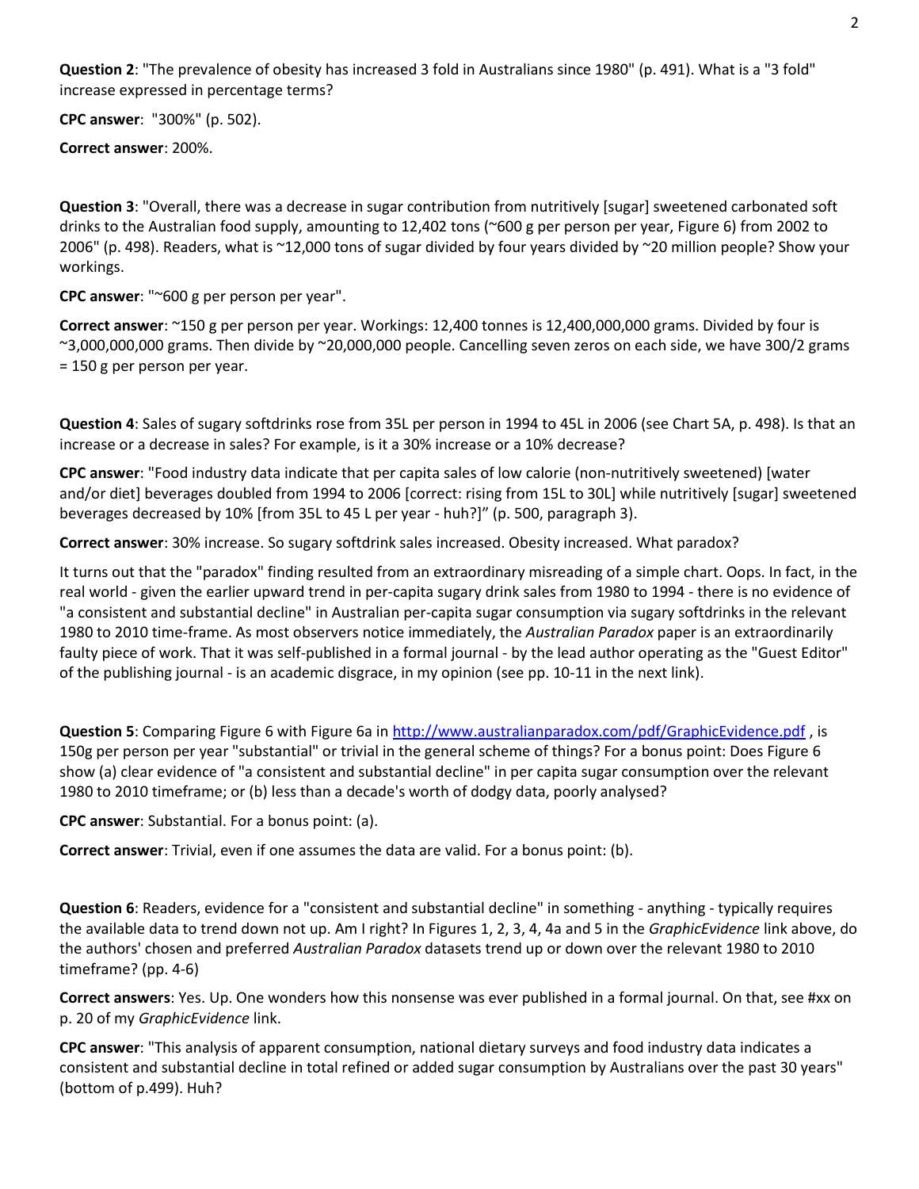**Question 2**: "The prevalence of obesity has increased 3 fold in Australians since 1980" (p. 491). What is a "3 fold" increase expressed in percentage terms?

**CPC answer**: "300%" (p. 502).

**Correct answer**: 200%.

**Question 3**: "Overall, there was a decrease in sugar contribution from nutritively [sugar] sweetened carbonated soft drinks to the Australian food supply, amounting to 12,402 tons (~600 g per person per year, Figure 6) from 2002 to 2006" (p. 498). Readers, what is ~12,000 tons of sugar divided by four years divided by ~20 million people? Show your workings.

**CPC answer**: "~600 g per person per year".

**Correct answer**: ~150 g per person per year. Workings: 12,400 tonnes is 12,400,000,000 grams. Divided by four is ~3,000,000,000 grams. Then divide by ~20,000,000 people. Cancelling seven zeros on each side, we have 300/2 grams = 150 g per person per year.

**Question 4**: Sales of sugary softdrinks rose from 35L per person in 1994 to 45L in 2006 (see Chart 5A, p. 498). Is that an increase or a decrease in sales? For example, is it a 30% increase or a 10% decrease?

**CPC answer**: "Food industry data indicate that per capita sales of low calorie (non-nutritively sweetened) [water and/or diet] beverages doubled from 1994 to 2006 [correct: rising from 15L to 30L] while nutritively [sugar] sweetened beverages decreased by 10% [from 35L to 45 L per year - huh?]" (p. 500, paragraph 3).

**Correct answer**: 30% increase. So sugary softdrink sales increased. Obesity increased. What paradox?

It turns out that the "paradox" finding resulted from an extraordinary misreading of a simple chart. Oops. In fact, in the real world - given the earlier upward trend in per-capita sugary drink sales from 1980 to 1994 - there is no evidence of "a consistent and substantial decline" in Australian per-capita sugar consumption via sugary softdrinks in the relevant 1980 to 2010 time-frame. As most observers notice immediately, the *Australian Paradox* paper is an extraordinarily faulty piece of work. That it was self-published in a formal journal - by the lead author operating as the "Guest Editor" of the publishing journal - is an academic disgrace, in my opinion (see pp. 10-11 in the next link).

**Question 5**: Comparing Figure 6 with Figure 6a in http://www.australianparadox.com/pdf/GraphicEvidence.pdf , is 150g per person per year "substantial" or trivial in the general scheme of things? For a bonus point: Does Figure 6 show (a) clear evidence of "a consistent and substantial decline" in per capita sugar consumption over the relevant 1980 to 2010 timeframe; or (b) less than a decade's worth of dodgy data, poorly analysed?

**CPC answer**: Substantial. For a bonus point: (a).

**Correct answer**: Trivial, even if one assumes the data are valid. For a bonus point: (b).

**Question 6**: Readers, evidence for a "consistent and substantial decline" in something - anything - typically requires the available data to trend down not up. Am I right? In Figures 1, 2, 3, 4, 4a and 5 in the *GraphicEvidence* link above, do the authors' chosen and preferred *Australian Paradox* datasets trend up or down over the relevant 1980 to 2010 timeframe? (pp. 4-6)

**Correct answers**: Yes. Up. One wonders how this nonsense was ever published in a formal journal. On that, see #xx on p. 20 of my *GraphicEvidence* link.

**CPC answer**: "This analysis of apparent consumption, national dietary surveys and food industry data indicates a consistent and substantial decline in total refined or added sugar consumption by Australians over the past 30 years" (bottom of p.499). Huh?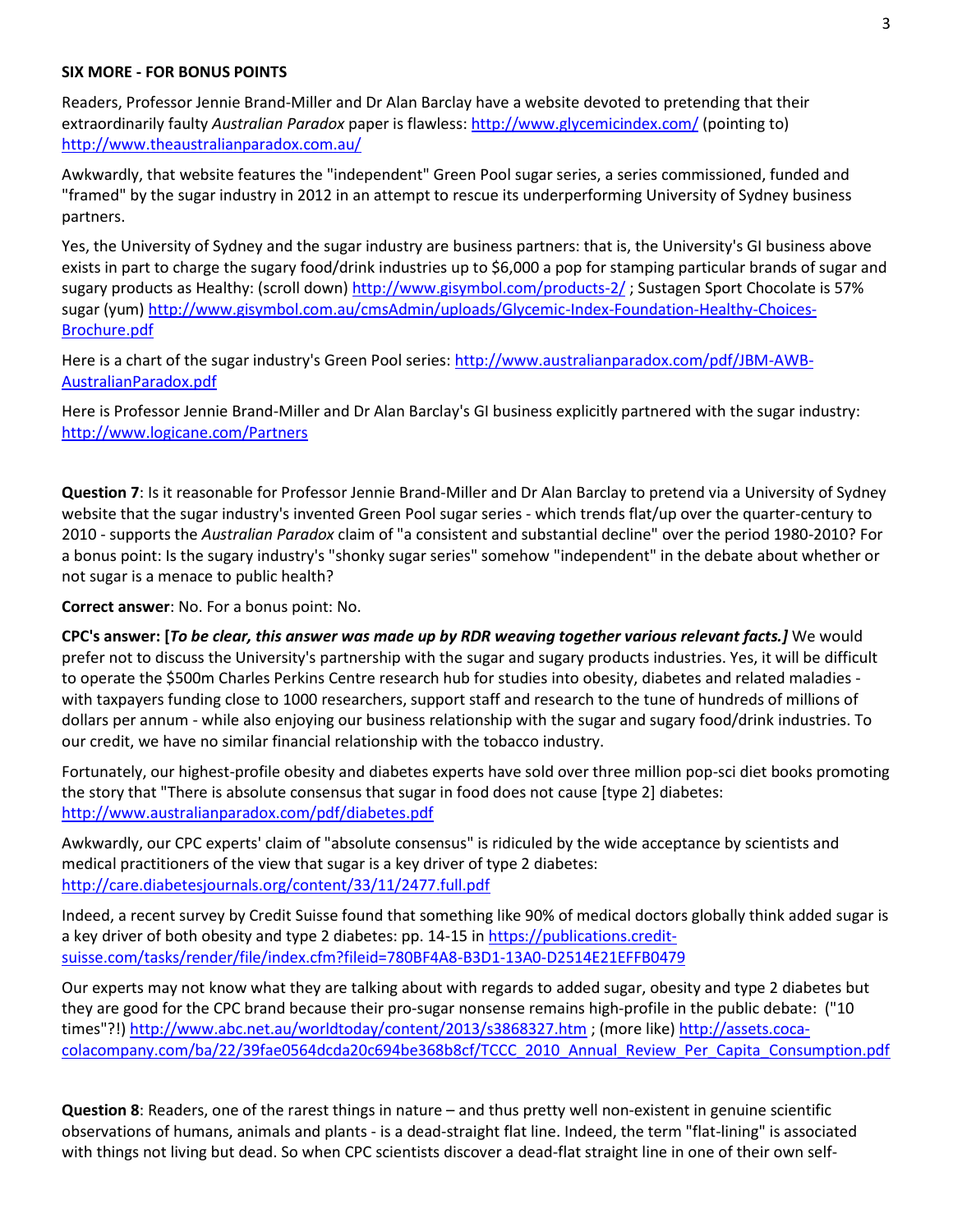**SIX MORE - FOR BONUS POINTS**

Readers, Professor Jennie Brand-Miller and Dr Alan Barclay have a website devoted to pretending that their extraordinarily faulty *Australian Paradox* paper is flawless: http://www.glycemicindex.com/ (pointing to) http://www.theaustralianparadox.com.au/

Awkwardly, that website features the "independent" Green Pool sugar series, a series commissioned, funded and "framed" by the sugar industry in 2012 in an attempt to rescue its underperforming University of Sydney business partners.

Yes, the University of Sydney and the sugar industry are business partners: that is, the University's GI business above exists in part to charge the sugary food/drink industries up to $6,000 a pop for stamping particular brands of sugar and sugary products as Healthy: (scroll down) http://www.gisymbol.com/products-2/ ; Sustagen Sport Chocolate is 57% sugar (yum) http://www.gisymbol.com.au/cmsAdmin/uploads/Glycemic-Index-Foundation-Healthy-Choices-Brochure.pdf

Here is a chart of the sugar industry's Green Pool series: http://www.australianparadox.com/pdf/JBM-AWB-AustralianParadox.pdf

Here is Professor Jennie Brand-Miller and Dr Alan Barclay's GI business explicitly partnered with the sugar industry: http://www.logicane.com/Partners

**Question 7**: Is it reasonable for Professor Jennie Brand-Miller and Dr Alan Barclay to pretend via a University of Sydney website that the sugar industry's invented Green Pool sugar series - which trends flat/up over the quarter-century to 2010 - supports the *Australian Paradox* claim of "a consistent and substantial decline" over the period 1980-2010? For a bonus point: Is the sugary industry's "shonky sugar series" somehow "independent" in the debate about whether or not sugar is a menace to public health?

**Correct answer**: No. For a bonus point: No.

**CPC's answer: [*To be clear, this answer was made up by RDR weaving together various relevant facts.]*** We would prefer not to discuss the University's partnership with the sugar and sugary products industries. Yes, it will be difficult to operate the $500m Charles Perkins Centre research hub for studies into obesity, diabetes and related maladies - with taxpayers funding close to 1000 researchers, support staff and research to the tune of hundreds of millions of dollars per annum - while also enjoying our business relationship with the sugar and sugary food/drink industries. To our credit, we have no similar financial relationship with the tobacco industry.

Fortunately, our highest-profile obesity and diabetes experts have sold over three million pop-sci diet books promoting the story that "There is absolute consensus that sugar in food does not cause [type 2] diabetes: http://www.australianparadox.com/pdf/diabetes.pdf

Awkwardly, our CPC experts' claim of "absolute consensus" is ridiculed by the wide acceptance by scientists and medical practitioners of the view that sugar is a key driver of type 2 diabetes: http://care.diabetesjournals.org/content/33/11/2477.full.pdf

Indeed, a recent survey by Credit Suisse found that something like 90% of medical doctors globally think added sugar is a key driver of both obesity and type 2 diabetes: pp. 14-15 in https://publications.credit-suisse.com/tasks/render/file/index.cfm?fileid=780BF4A8-B3D1-13A0-D2514E21EFFB0479

Our experts may not know what they are talking about with regards to added sugar, obesity and type 2 diabetes but they are good for the CPC brand because their pro-sugar nonsense remains high-profile in the public debate: ("10 times"?!) http://www.abc.net.au/worldtoday/content/2013/s3868327.htm ; (more like) http://assets.coca-colacompany.com/ba/22/39fae0564dcda20c694be368b8cf/TCCC_2010_Annual_Review_Per_Capita_Consumption.pdf

**Question 8**: Readers, one of the rarest things in nature – and thus pretty well non-existent in genuine scientific observations of humans, animals and plants - is a dead-straight flat line. Indeed, the term "flat-lining" is associated with things not living but dead. So when CPC scientists discover a dead-flat straight line in one of their own self-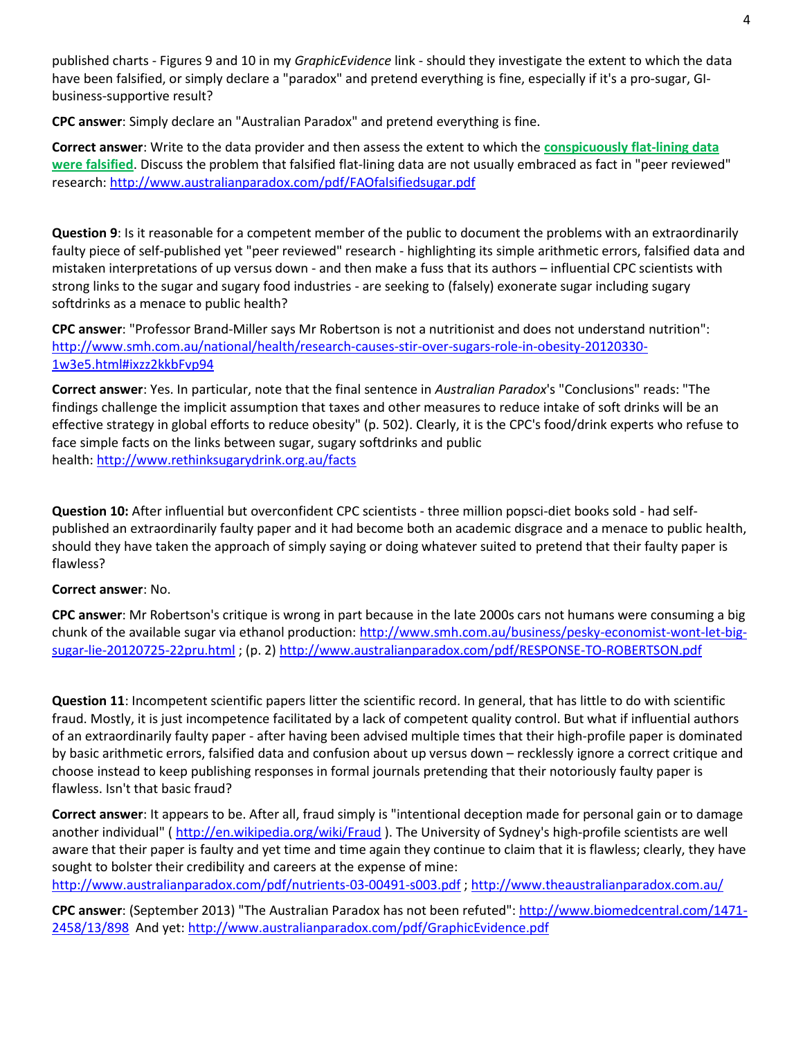published charts - Figures 9 and 10 in my *GraphicEvidence* link - should they investigate the extent to which the data have been falsified, or simply declare a "paradox" and pretend everything is fine, especially if it's a pro-sugar, GI-business-supportive result?

**CPC answer**: Simply declare an "Australian Paradox" and pretend everything is fine.

**Correct answer**: Write to the data provider and then assess the extent to which the **conspicuously flat-lining data were falsified**. Discuss the problem that falsified flat-lining data are not usually embraced as fact in "peer reviewed" research: http://www.australianparadox.com/pdf/FAOfalsifiedsugar.pdf

**Question 9**: Is it reasonable for a competent member of the public to document the problems with an extraordinarily faulty piece of self-published yet "peer reviewed" research - highlighting its simple arithmetic errors, falsified data and mistaken interpretations of up versus down - and then make a fuss that its authors – influential CPC scientists with strong links to the sugar and sugary food industries - are seeking to (falsely) exonerate sugar including sugary softdrinks as a menace to public health?

**CPC answer**: "Professor Brand-Miller says Mr Robertson is not a nutritionist and does not understand nutrition": http://www.smh.com.au/national/health/research-causes-stir-over-sugars-role-in-obesity-20120330-1w3e5.html#ixzz2kkbFvp94

**Correct answer**: Yes. In particular, note that the final sentence in *Australian Paradox*'s "Conclusions" reads: "The findings challenge the implicit assumption that taxes and other measures to reduce intake of soft drinks will be an effective strategy in global efforts to reduce obesity" (p. 502). Clearly, it is the CPC's food/drink experts who refuse to face simple facts on the links between sugar, sugary softdrinks and public health: http://www.rethinksugarydrink.org.au/facts

**Question 10:** After influential but overconfident CPC scientists - three million popsci-diet books sold - had self-published an extraordinarily faulty paper and it had become both an academic disgrace and a menace to public health, should they have taken the approach of simply saying or doing whatever suited to pretend that their faulty paper is flawless?

**Correct answer**: No.

**CPC answer**: Mr Robertson's critique is wrong in part because in the late 2000s cars not humans were consuming a big chunk of the available sugar via ethanol production: http://www.smh.com.au/business/pesky-economist-wont-let-big-sugar-lie-20120725-22pru.html ; (p. 2) http://www.australianparadox.com/pdf/RESPONSE-TO-ROBERTSON.pdf

**Question 11**: Incompetent scientific papers litter the scientific record. In general, that has little to do with scientific fraud. Mostly, it is just incompetence facilitated by a lack of competent quality control. But what if influential authors of an extraordinarily faulty paper - after having been advised multiple times that their high-profile paper is dominated by basic arithmetic errors, falsified data and confusion about up versus down – recklessly ignore a correct critique and choose instead to keep publishing responses in formal journals pretending that their notoriously faulty paper is flawless. Isn't that basic fraud?

**Correct answer**: It appears to be. After all, fraud simply is "intentional deception made for personal gain or to damage another individual" ( http://en.wikipedia.org/wiki/Fraud ). The University of Sydney's high-profile scientists are well aware that their paper is faulty and yet time and time again they continue to claim that it is flawless; clearly, they have sought to bolster their credibility and careers at the expense of mine: http://www.australianparadox.com/pdf/nutrients-03-00491-s003.pdf ; http://www.theaustralianparadox.com.au/

**CPC answer**: (September 2013) "The Australian Paradox has not been refuted": http://www.biomedcentral.com/1471-2458/13/898 And yet: http://www.australianparadox.com/pdf/GraphicEvidence.pdf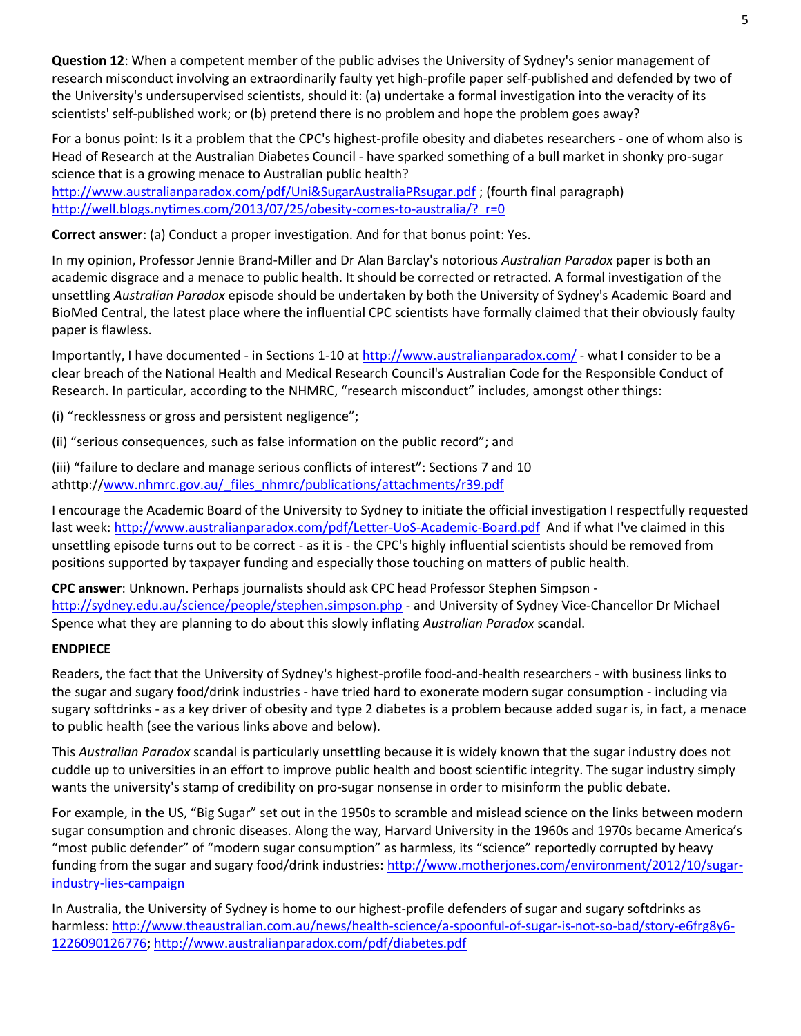**Question 12**: When a competent member of the public advises the University of Sydney's senior management of research misconduct involving an extraordinarily faulty yet high-profile paper self-published and defended by two of the University's undersupervised scientists, should it: (a) undertake a formal investigation into the veracity of its scientists' self-published work; or (b) pretend there is no problem and hope the problem goes away?

For a bonus point: Is it a problem that the CPC's highest-profile obesity and diabetes researchers - one of whom also is Head of Research at the Australian Diabetes Council - have sparked something of a bull market in shonky pro-sugar science that is a growing menace to Australian public health?
http://www.australianparadox.com/pdf/Uni&SugarAustraliaPRsugar.pdf ; (fourth final paragraph)
http://well.blogs.nytimes.com/2013/07/25/obesity-comes-to-australia/?_r=0

**Correct answer**: (a) Conduct a proper investigation. And for that bonus point: Yes.

In my opinion, Professor Jennie Brand-Miller and Dr Alan Barclay's notorious *Australian Paradox* paper is both an academic disgrace and a menace to public health. It should be corrected or retracted. A formal investigation of the unsettling *Australian Paradox* episode should be undertaken by both the University of Sydney's Academic Board and BioMed Central, the latest place where the influential CPC scientists have formally claimed that their obviously faulty paper is flawless.

Importantly, I have documented - in Sections 1-10 at http://www.australianparadox.com/ - what I consider to be a clear breach of the National Health and Medical Research Council's Australian Code for the Responsible Conduct of Research. In particular, according to the NHMRC, "research misconduct" includes, amongst other things:

(i) "recklessness or gross and persistent negligence";

(ii) "serious consequences, such as false information on the public record"; and

(iii) "failure to declare and manage serious conflicts of interest": Sections 7 and 10 athttp://www.nhmrc.gov.au/_files_nhmrc/publications/attachments/r39.pdf

I encourage the Academic Board of the University to Sydney to initiate the official investigation I respectfully requested last week: http://www.australianparadox.com/pdf/Letter-UoS-Academic-Board.pdf And if what I've claimed in this unsettling episode turns out to be correct - as it is - the CPC's highly influential scientists should be removed from positions supported by taxpayer funding and especially those touching on matters of public health.

**CPC answer**: Unknown. Perhaps journalists should ask CPC head Professor Stephen Simpson - http://sydney.edu.au/science/people/stephen.simpson.php - and University of Sydney Vice-Chancellor Dr Michael Spence what they are planning to do about this slowly inflating *Australian Paradox* scandal.

**ENDPIECE**

Readers, the fact that the University of Sydney's highest-profile food-and-health researchers - with business links to the sugar and sugary food/drink industries - have tried hard to exonerate modern sugar consumption - including via sugary softdrinks - as a key driver of obesity and type 2 diabetes is a problem because added sugar is, in fact, a menace to public health (see the various links above and below).

This *Australian Paradox* scandal is particularly unsettling because it is widely known that the sugar industry does not cuddle up to universities in an effort to improve public health and boost scientific integrity. The sugar industry simply wants the university's stamp of credibility on pro-sugar nonsense in order to misinform the public debate.

For example, in the US, "Big Sugar" set out in the 1950s to scramble and mislead science on the links between modern sugar consumption and chronic diseases. Along the way, Harvard University in the 1960s and 1970s became America's "most public defender" of "modern sugar consumption" as harmless, its "science" reportedly corrupted by heavy funding from the sugar and sugary food/drink industries: http://www.motherjones.com/environment/2012/10/sugar-industry-lies-campaign

In Australia, the University of Sydney is home to our highest-profile defenders of sugar and sugary softdrinks as harmless: http://www.theaustralian.com.au/news/health-science/a-spoonful-of-sugar-is-not-so-bad/story-e6frg8y6-1226090126776; http://www.australianparadox.com/pdf/diabetes.pdf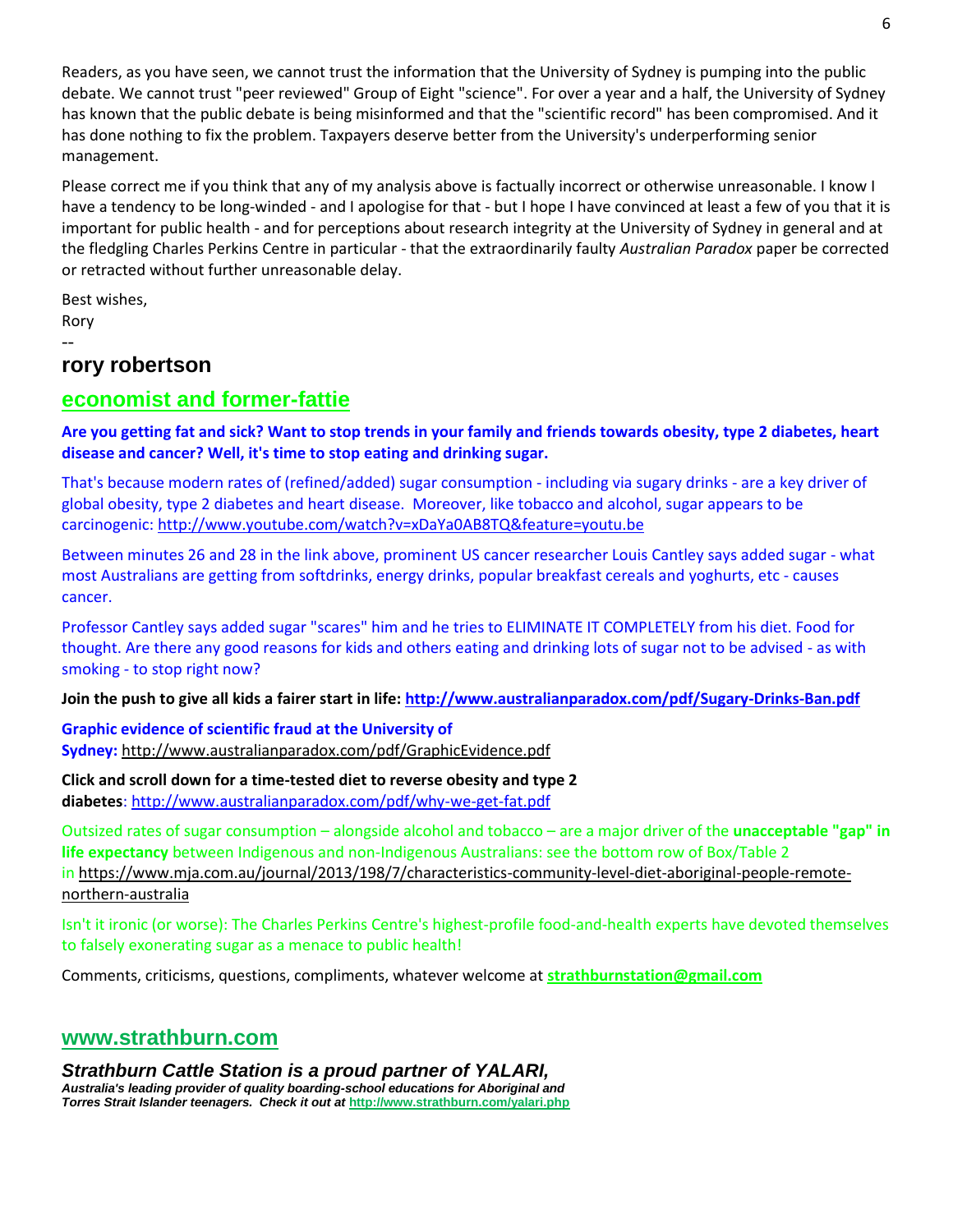Readers, as you have seen, we cannot trust the information that the University of Sydney is pumping into the public debate. We cannot trust "peer reviewed" Group of Eight "science". For over a year and a half, the University of Sydney has known that the public debate is being misinformed and that the "scientific record" has been compromised. And it has done nothing to fix the problem. Taxpayers deserve better from the University's underperforming senior management.

Please correct me if you think that any of my analysis above is factually incorrect or otherwise unreasonable. I know I have a tendency to be long-winded - and I apologise for that - but I hope I have convinced at least a few of you that it is important for public health - and for perceptions about research integrity at the University of Sydney in general and at the fledgling Charles Perkins Centre in particular - that the extraordinarily faulty *Australian Paradox* paper be corrected or retracted without further unreasonable delay.

Best wishes,
Rory

--

**rory robertson**

**economist and former-fattie**

**Are you getting fat and sick? Want to stop trends in your family and friends towards obesity, type 2 diabetes, heart disease and cancer? Well, it's time to stop eating and drinking sugar.**

That's because modern rates of (refined/added) sugar consumption - including via sugary drinks - are a key driver of global obesity, type 2 diabetes and heart disease. Moreover, like tobacco and alcohol, sugar appears to be carcinogenic: http://www.youtube.com/watch?v=xDaYa0AB8TQ&feature=youtu.be

Between minutes 26 and 28 in the link above, prominent US cancer researcher Louis Cantley says added sugar - what most Australians are getting from softdrinks, energy drinks, popular breakfast cereals and yoghurts, etc - causes cancer.

Professor Cantley says added sugar "scares" him and he tries to ELIMINATE IT COMPLETELY from his diet. Food for thought. Are there any good reasons for kids and others eating and drinking lots of sugar not to be advised - as with smoking - to stop right now?

**Join the push to give all kids a fairer start in life: http://www.australianparadox.com/pdf/Sugary-Drinks-Ban.pdf**

**Graphic evidence of scientific fraud at the University of Sydney:** http://www.australianparadox.com/pdf/GraphicEvidence.pdf

**Click and scroll down for a time-tested diet to reverse obesity and type 2 diabetes**: http://www.australianparadox.com/pdf/why-we-get-fat.pdf

Outsized rates of sugar consumption – alongside alcohol and tobacco – are a major driver of the **unacceptable "gap" in life expectancy** between Indigenous and non-Indigenous Australians: see the bottom row of Box/Table 2 in https://www.mja.com.au/journal/2013/198/7/characteristics-community-level-diet-aboriginal-people-remote-northern-australia

Isn't it ironic (or worse): The Charles Perkins Centre's highest-profile food-and-health experts have devoted themselves to falsely exonerating sugar as a menace to public health!

Comments, criticisms, questions, compliments, whatever welcome at **strathburnstation@gmail.com**

**www.strathburn.com**

***Strathburn Cattle Station is a proud partner of YALARI,***
***Australia's leading provider of quality boarding-school educations for Aboriginal and Torres Strait Islander teenagers. Check it out at* http://www.strathburn.com/yalari.php**